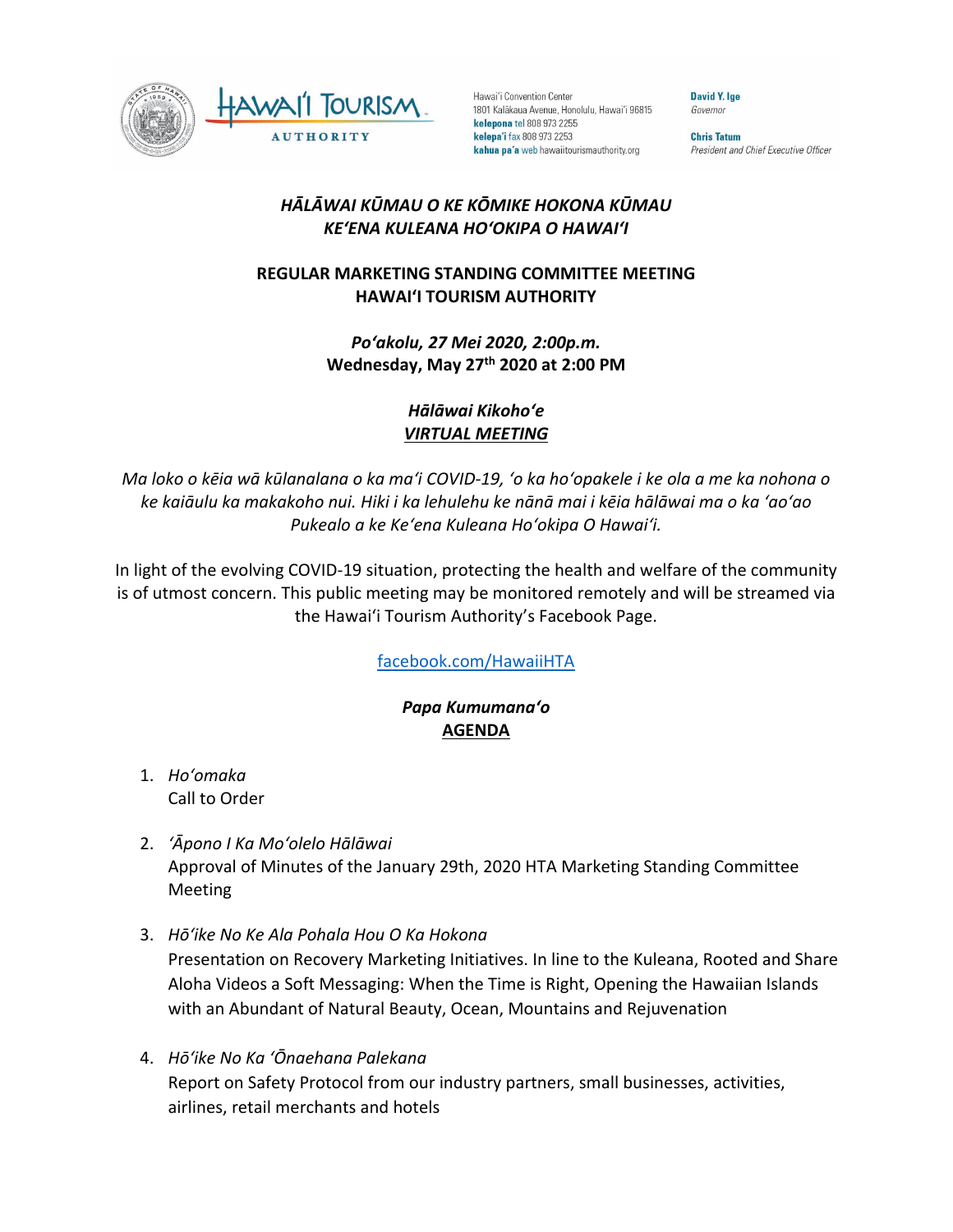Hawaiʻi Convention Center
1801 Kalākaua Avenue, Honolulu, Hawaiʻi 96815
**kelepona** tel 808 973 2255
**kelepaʻi** fax 808 973 2253
**kahua paʻa** web hawaiitourismauthority.org

**David Y. Ige**
*Governor*

**Chris Tatum**
*President and Chief Executive Officer*

## *HĀLĀWAI KŪMAU O KE KŌMIKE HOKONA KŪMAU*
## *KEʻENA KULEANA HOʻOKIPA O HAWAIʻI*

## REGULAR MARKETING STANDING COMMITTEE MEETING
## HAWAIʻI TOURISM AUTHORITY

***Poʻakolu, 27 Mei 2020, 2:00p.m.***
**Wednesday, May 27th 2020 at 2:00 PM**

***Hālāwai Kikohoʻe***
***VIRTUAL MEETING***

*Ma loko o kēia wā kūlanalana o ka maʻi COVID-19, ʻo ka hoʻopakele i ke ola a me ka nohona o ke kaiāulu ka makakoho nui. Hiki i ka lehulehu ke nānā mai i kēia hālāwai ma o ka ʻaoʻao Pukealo a ke Keʻena Kuleana Hoʻokipa O Hawaiʻi.*

In light of the evolving COVID-19 situation, protecting the health and welfare of the community is of utmost concern. This public meeting may be monitored remotely and will be streamed via the Hawaiʻi Tourism Authority's Facebook Page.

facebook.com/HawaiiHTA

***Papa Kumumanaʻo***
**AGENDA**

1. *Hoʻomaka*
   Call to Order

2. *ʻĀpono I Ka Moʻolelo Hālāwai*
   Approval of Minutes of the January 29th, 2020 HTA Marketing Standing Committee Meeting

3. *Hōʻike No Ke Ala Pohala Hou O Ka Hokona*
   Presentation on Recovery Marketing Initiatives. In line to the Kuleana, Rooted and Share Aloha Videos a Soft Messaging: When the Time is Right, Opening the Hawaiian Islands with an Abundant of Natural Beauty, Ocean, Mountains and Rejuvenation

4. *Hōʻike No Ka ʻŌnaehana Palekana*
   Report on Safety Protocol from our industry partners, small businesses, activities, airlines, retail merchants and hotels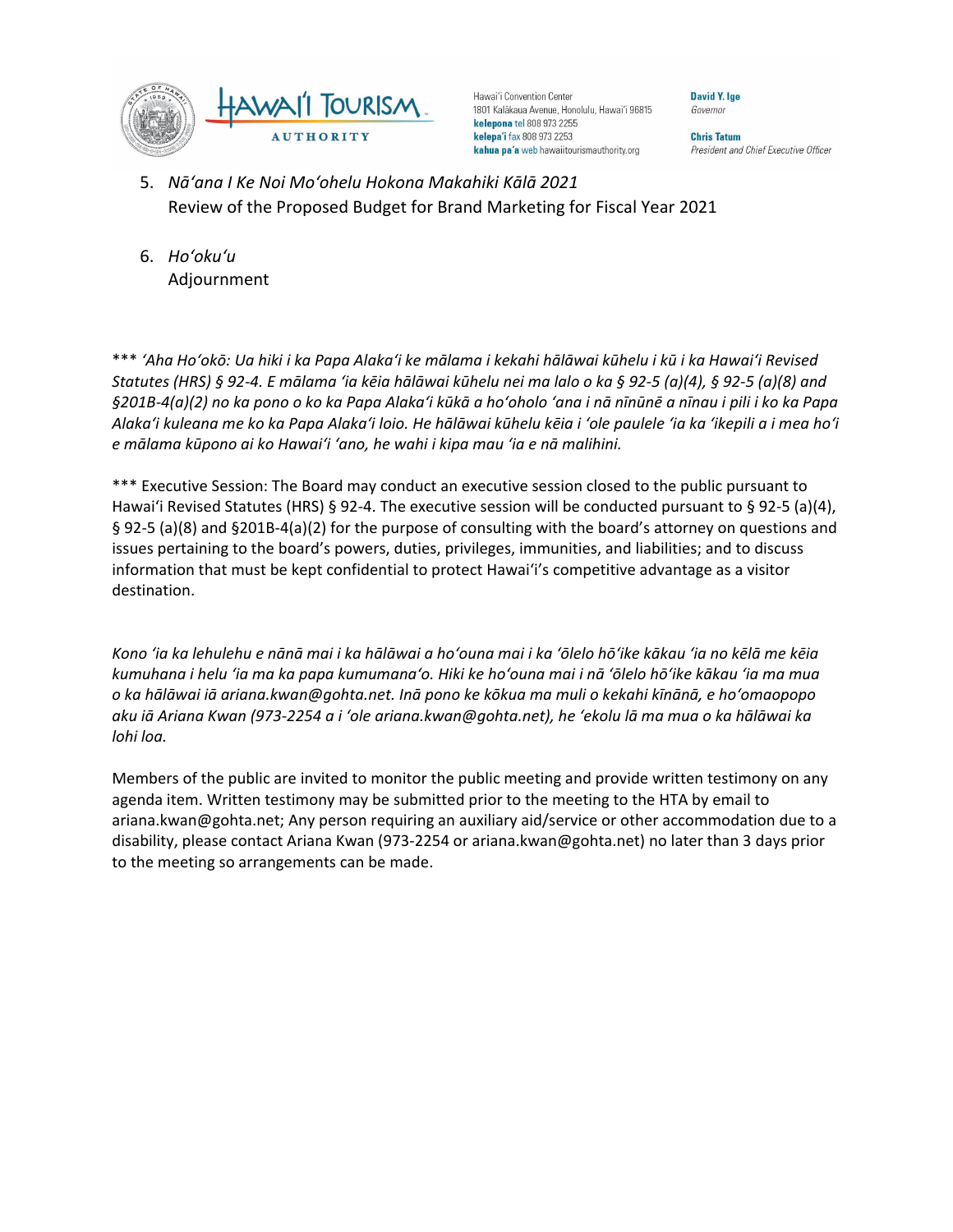5. *Nāʻana I Ke Noi Moʻohelu Hokona Makahiki Kālā 2021*
   Review of the Proposed Budget for Brand Marketing for Fiscal Year 2021

6. *Hoʻokuʻu*
   Adjournment

*** *ʻAha Hoʻokō: Ua hiki i ka Papa Alakaʻi ke mālama i kekahi hālāwai kūhelu i kū i ka Hawaiʻi Revised Statutes (HRS) § 92-4. E mālama ʻia kēia hālāwai kūhelu nei ma lalo o ka § 92-5 (a)(4), § 92-5 (a)(8) and §201B-4(a)(2) no ka pono o ko ka Papa Alakaʻi kūkā a hoʻoholo ʻana i nā nīnūnē a nīnau i pili i ko ka Papa Alakaʻi kuleana me ko ka Papa Alakaʻi loio. He hālāwai kūhelu kēia i ʻole paulele ʻia ka ʻikepili a i mea hoʻi e mālama kūpono ai ko Hawaiʻi ʻano, he wahi i kipa mau ʻia e nā malihini.*

*** Executive Session: The Board may conduct an executive session closed to the public pursuant to Hawaiʻi Revised Statutes (HRS) § 92-4. The executive session will be conducted pursuant to § 92-5 (a)(4), § 92-5 (a)(8) and §201B-4(a)(2) for the purpose of consulting with the board's attorney on questions and issues pertaining to the board's powers, duties, privileges, immunities, and liabilities; and to discuss information that must be kept confidential to protect Hawaiʻi's competitive advantage as a visitor destination.

*Kono ʻia ka lehulehu e nānā mai i ka hālāwai a hoʻouna mai i ka ʻōlelo hōʻike kākau ʻia no kēlā me kēia kumuhana i helu ʻia ma ka papa kumumanaʻo. Hiki ke hoʻouna mai i nā ʻōlelo hōʻike kākau ʻia ma mua o ka hālāwai iā ariana.kwan@gohta.net. Inā pono ke kōkua ma muli o kekahi kīnānā, e hoʻomaopopo aku iā Ariana Kwan (973-2254 a i ʻole ariana.kwan@gohta.net), he ʻekolu lā ma mua o ka hālāwai ka lohi loa.*

Members of the public are invited to monitor the public meeting and provide written testimony on any agenda item. Written testimony may be submitted prior to the meeting to the HTA by email to ariana.kwan@gohta.net; Any person requiring an auxiliary aid/service or other accommodation due to a disability, please contact Ariana Kwan (973-2254 or ariana.kwan@gohta.net) no later than 3 days prior to the meeting so arrangements can be made.